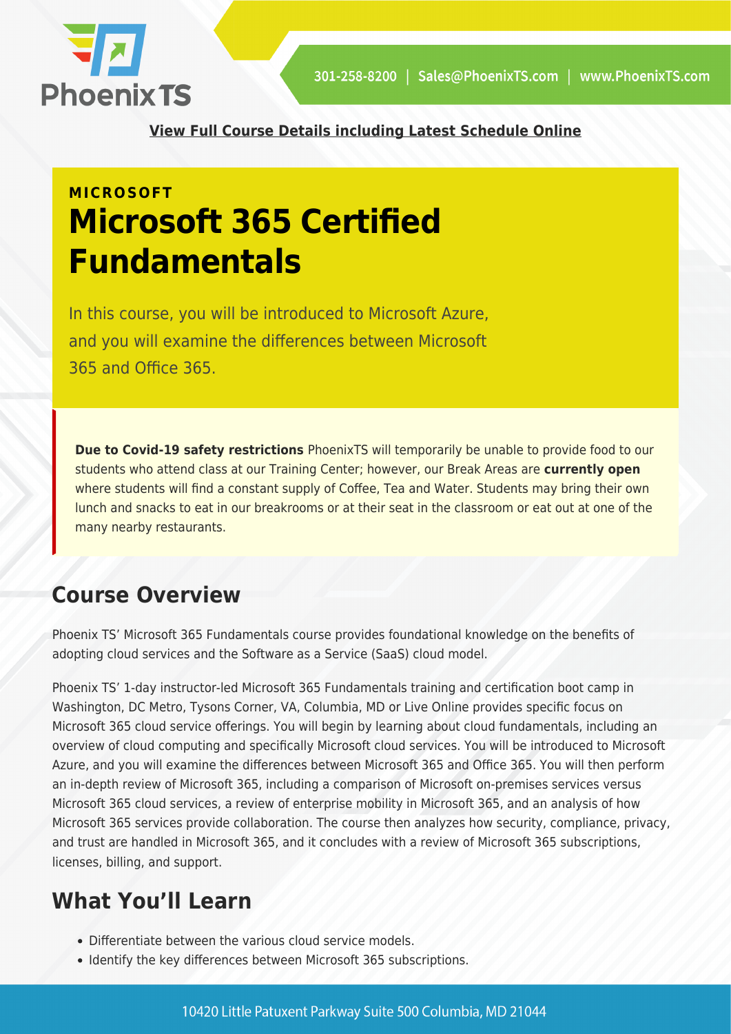**View Full Course Details including Latest Schedule Online**

MICROSOFT

# Microsoft 365 Certified Fundamentals

In this course, you will be introduced to Microsoft Azure, and you will examine the differences between Microsoft 365 and Office 365.

**Due to Covid-19 safety restrictions** PhoenixTS will temporarily be unable to provide food to our students who attend class at our Training Center; however, our Break Areas are **currently open** where students will find a constant supply of Coffee, Tea and Water. Students may bring their own lunch and snacks to eat in our breakrooms or at their seat in the classroom or eat out at one of the many nearby restaurants.

## Course Overview

Phoenix TS' Microsoft 365 Fundamentals course provides foundational knowledge on the benefits of adopting cloud services and the Software as a Service (SaaS) cloud model.

Phoenix TS' 1-day instructor-led Microsoft 365 Fundamentals training and certification boot camp in Washington, DC Metro, Tysons Corner, VA, Columbia, MD or Live Online provides specific focus on Microsoft 365 cloud service offerings. You will begin by learning about cloud fundamentals, including an overview of cloud computing and specifically Microsoft cloud services. You will be introduced to Microsoft Azure, and you will examine the differences between Microsoft 365 and Office 365. You will then perform an in-depth review of Microsoft 365, including a comparison of Microsoft on-premises services versus Microsoft 365 cloud services, a review of enterprise mobility in Microsoft 365, and an analysis of how Microsoft 365 services provide collaboration. The course then analyzes how security, compliance, privacy, and trust are handled in Microsoft 365, and it concludes with a review of Microsoft 365 subscriptions, licenses, billing, and support.

## What You'll Learn

- Differentiate between the various cloud service models.
- Identify the key differences between Microsoft 365 subscriptions.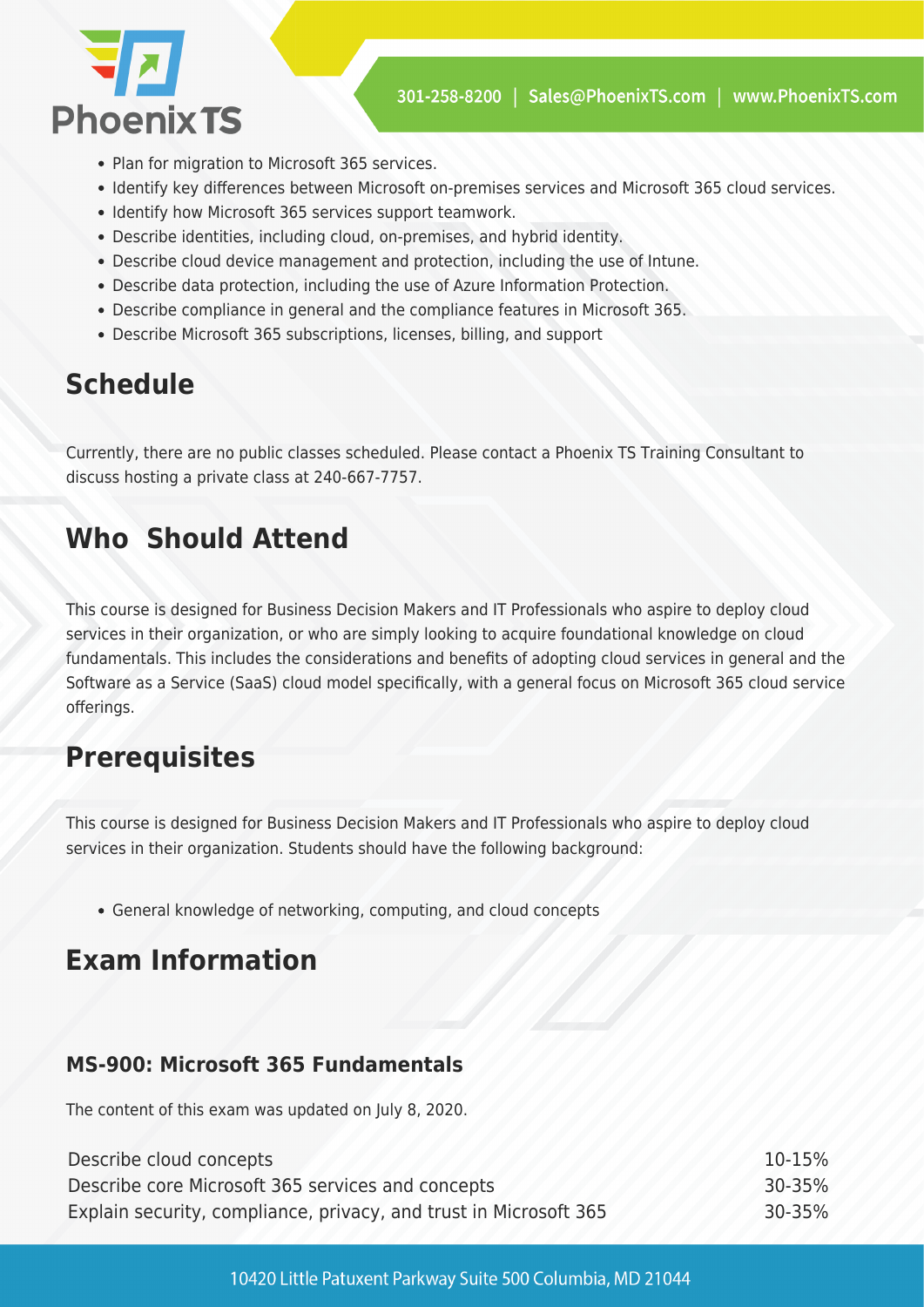- Plan for migration to Microsoft 365 services.
- Identify key differences between Microsoft on-premises services and Microsoft 365 cloud services.
- Identify how Microsoft 365 services support teamwork.
- Describe identities, including cloud, on-premises, and hybrid identity.
- Describe cloud device management and protection, including the use of Intune.
- Describe data protection, including the use of Azure Information Protection.
- Describe compliance in general and the compliance features in Microsoft 365.
- Describe Microsoft 365 subscriptions, licenses, billing, and support

## Schedule

Currently, there are no public classes scheduled. Please contact a Phoenix TS Training Consultant to discuss hosting a private class at 240-667-7757.

## Who Should Attend

This course is designed for Business Decision Makers and IT Professionals who aspire to deploy cloud services in their organization, or who are simply looking to acquire foundational knowledge on cloud fundamentals. This includes the considerations and benefits of adopting cloud services in general and the Software as a Service (SaaS) cloud model specifically, with a general focus on Microsoft 365 cloud service offerings.

## Prerequisites

This course is designed for Business Decision Makers and IT Professionals who aspire to deploy cloud services in their organization. Students should have the following background:

- General knowledge of networking, computing, and cloud concepts

## Exam Information

### MS-900: Microsoft 365 Fundamentals

The content of this exam was updated on July 8, 2020.

| | |
|---|---|
| Describe cloud concepts | 10-15% |
| Describe core Microsoft 365 services and concepts | 30-35% |
| Explain security, compliance, privacy, and trust in Microsoft 365 | 30-35% |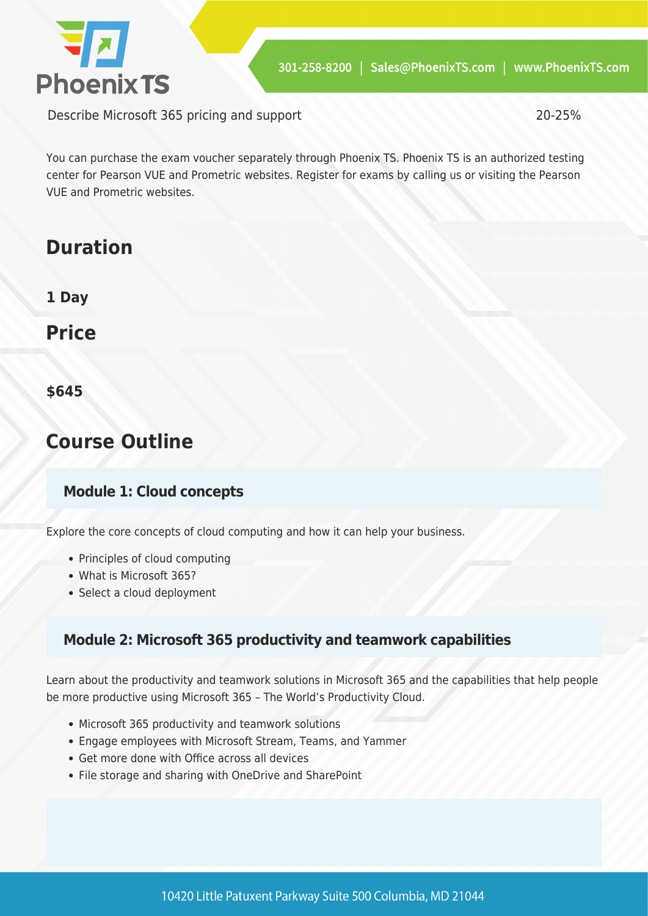| Describe Microsoft 365 pricing and support | 20-25% |
| --- | --- |

You can purchase the exam voucher separately through Phoenix TS. Phoenix TS is an authorized testing center for Pearson VUE and Prometric websites. Register for exams by calling us or visiting the Pearson VUE and Prometric websites.

## Duration

**1 Day**

## Price

**$645**

## Course Outline

### Module 1: Cloud concepts

Explore the core concepts of cloud computing and how it can help your business.

- Principles of cloud computing
- What is Microsoft 365?
- Select a cloud deployment

### Module 2: Microsoft 365 productivity and teamwork capabilities

Learn about the productivity and teamwork solutions in Microsoft 365 and the capabilities that help people be more productive using Microsoft 365 – The World's Productivity Cloud.

- Microsoft 365 productivity and teamwork solutions
- Engage employees with Microsoft Stream, Teams, and Yammer
- Get more done with Office across all devices
- File storage and sharing with OneDrive and SharePoint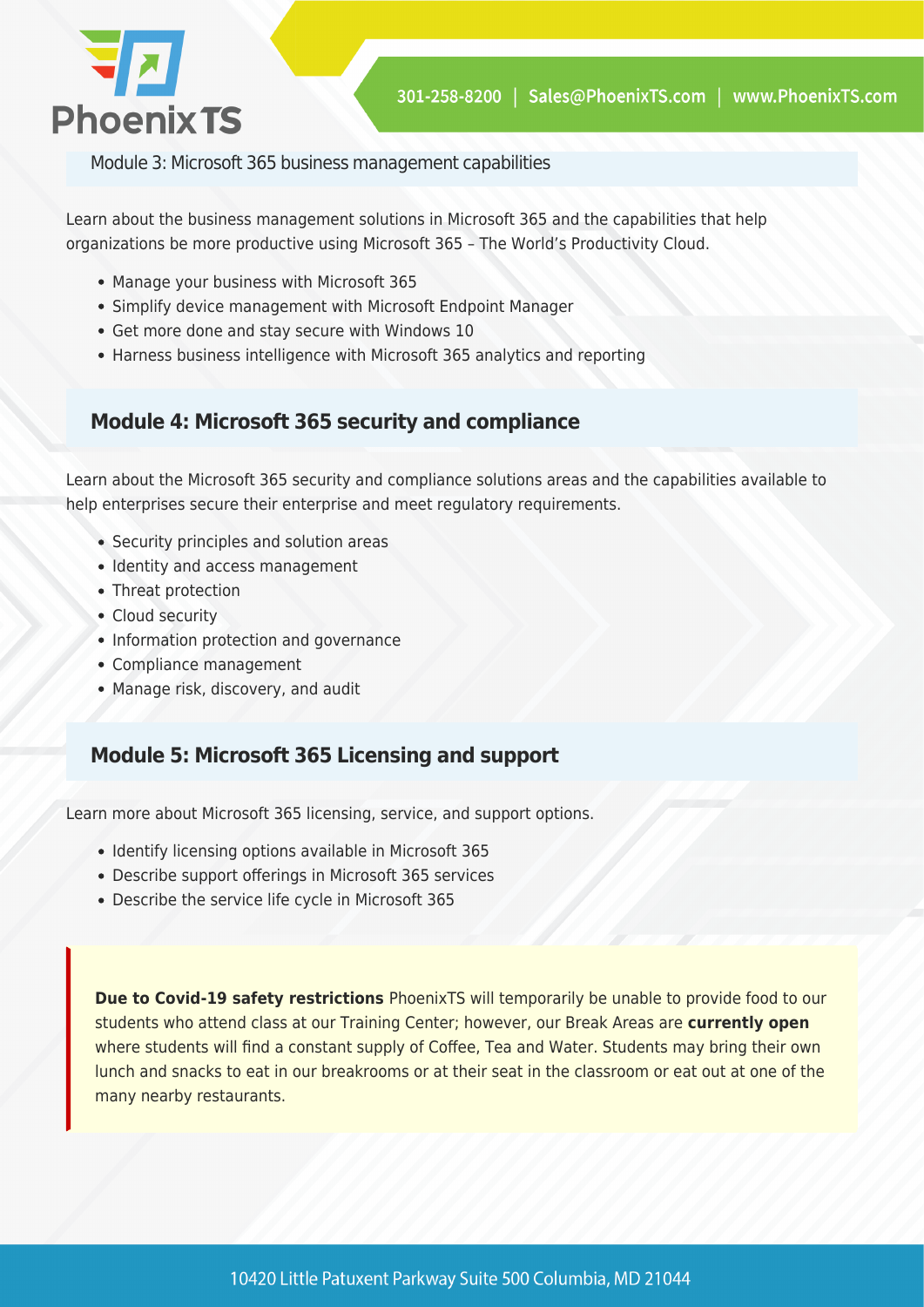## Module 3: Microsoft 365 business management capabilities

Learn about the business management solutions in Microsoft 365 and the capabilities that help organizations be more productive using Microsoft 365 – The World's Productivity Cloud.

- Manage your business with Microsoft 365
- Simplify device management with Microsoft Endpoint Manager
- Get more done and stay secure with Windows 10
- Harness business intelligence with Microsoft 365 analytics and reporting

## Module 4: Microsoft 365 security and compliance

Learn about the Microsoft 365 security and compliance solutions areas and the capabilities available to help enterprises secure their enterprise and meet regulatory requirements.

- Security principles and solution areas
- Identity and access management
- Threat protection
- Cloud security
- Information protection and governance
- Compliance management
- Manage risk, discovery, and audit

## Module 5: Microsoft 365 Licensing and support

Learn more about Microsoft 365 licensing, service, and support options.

- Identify licensing options available in Microsoft 365
- Describe support offerings in Microsoft 365 services
- Describe the service life cycle in Microsoft 365

**Due to Covid-19 safety restrictions** PhoenixTS will temporarily be unable to provide food to our students who attend class at our Training Center; however, our Break Areas are **currently open** where students will find a constant supply of Coffee, Tea and Water. Students may bring their own lunch and snacks to eat in our breakrooms or at their seat in the classroom or eat out at one of the many nearby restaurants.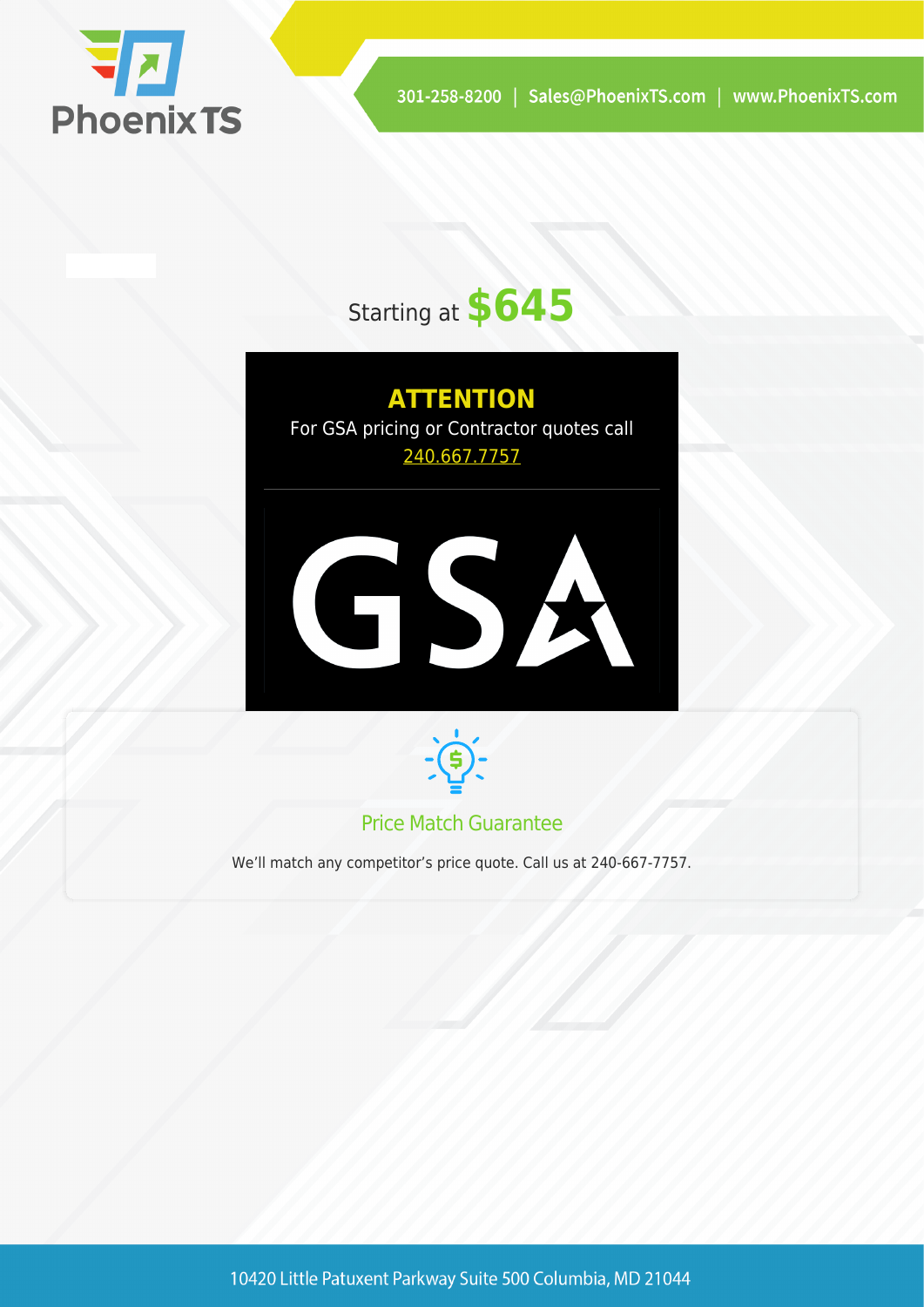Starting at **$645**

**ATTENTION**

For GSA pricing or Contractor quotes call 240.667.7757

GSA

Price Match Guarantee

We'll match any competitor's price quote. Call us at 240-667-7757.